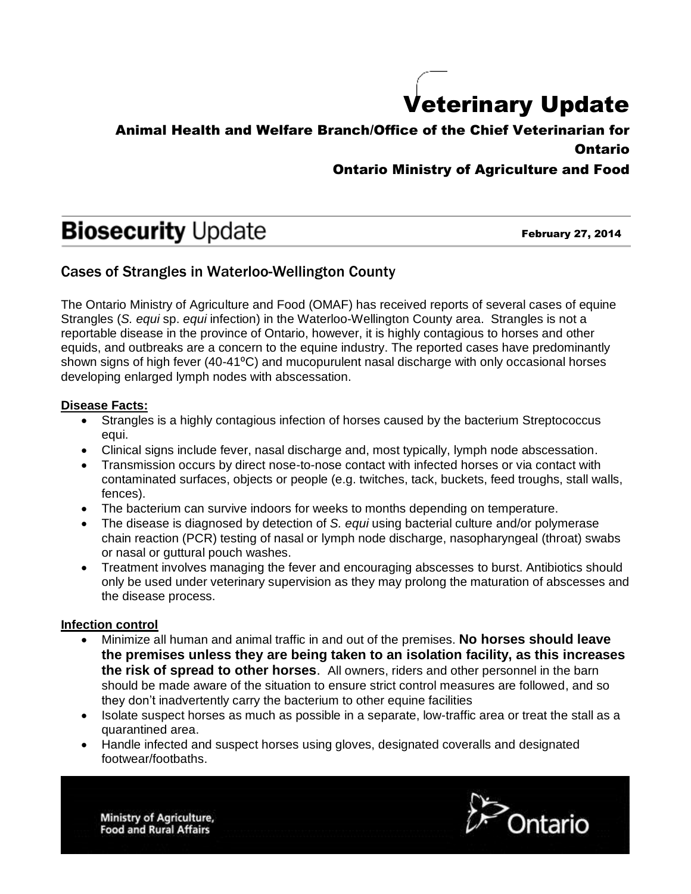# Veterinary Update

**Animal Health and Welfare Branch/Office of the Chief Veterinarian for Ontario**

**Ontario Ministry of Agriculture and Food**

## **Biosecurity** Update

**February 27, 2014**

### Cases of Strangles in Waterloo-Wellington County

The Ontario Ministry of Agriculture and Food (OMAF) has received reports of several cases of equine Strangles (*S. equi* sp. *equi* infection) in the Waterloo-Wellington County area. Strangles is not a reportable disease in the province of Ontario, however, it is highly contagious to horses and other equids, and outbreaks are a concern to the equine industry. The reported cases have predominantly shown signs of high fever (40-41ºC) and mucopurulent nasal discharge with only occasional horses developing enlarged lymph nodes with abscessation.

**Disease Facts:**

- Strangles is a highly contagious infection of horses caused by the bacterium Streptococcus equi.
- Clinical signs include fever, nasal discharge and, most typically, lymph node abscessation.
- Transmission occurs by direct nose-to-nose contact with infected horses or via contact with contaminated surfaces, objects or people (e.g. twitches, tack, buckets, feed troughs, stall walls, fences).
- The bacterium can survive indoors for weeks to months depending on temperature.
- The disease is diagnosed by detection of *S. equi* using bacterial culture and/or polymerase chain reaction (PCR) testing of nasal or lymph node discharge, nasopharyngeal (throat) swabs or nasal or guttural pouch washes.
- Treatment involves managing the fever and encouraging abscesses to burst. Antibiotics should only be used under veterinary supervision as they may prolong the maturation of abscesses and the disease process.

**Infection control**

- Minimize all human and animal traffic in and out of the premises. **No horses should leave the premises unless they are being taken to an isolation facility, as this increases the risk of spread to other horses**. All owners, riders and other personnel in the barn should be made aware of the situation to ensure strict control measures are followed, and so they don't inadvertently carry the bacterium to other equine facilities
- Isolate suspect horses as much as possible in a separate, low-traffic area or treat the stall as a quarantined area.
- Handle infected and suspect horses using gloves, designated coveralls and designated footwear/footbaths.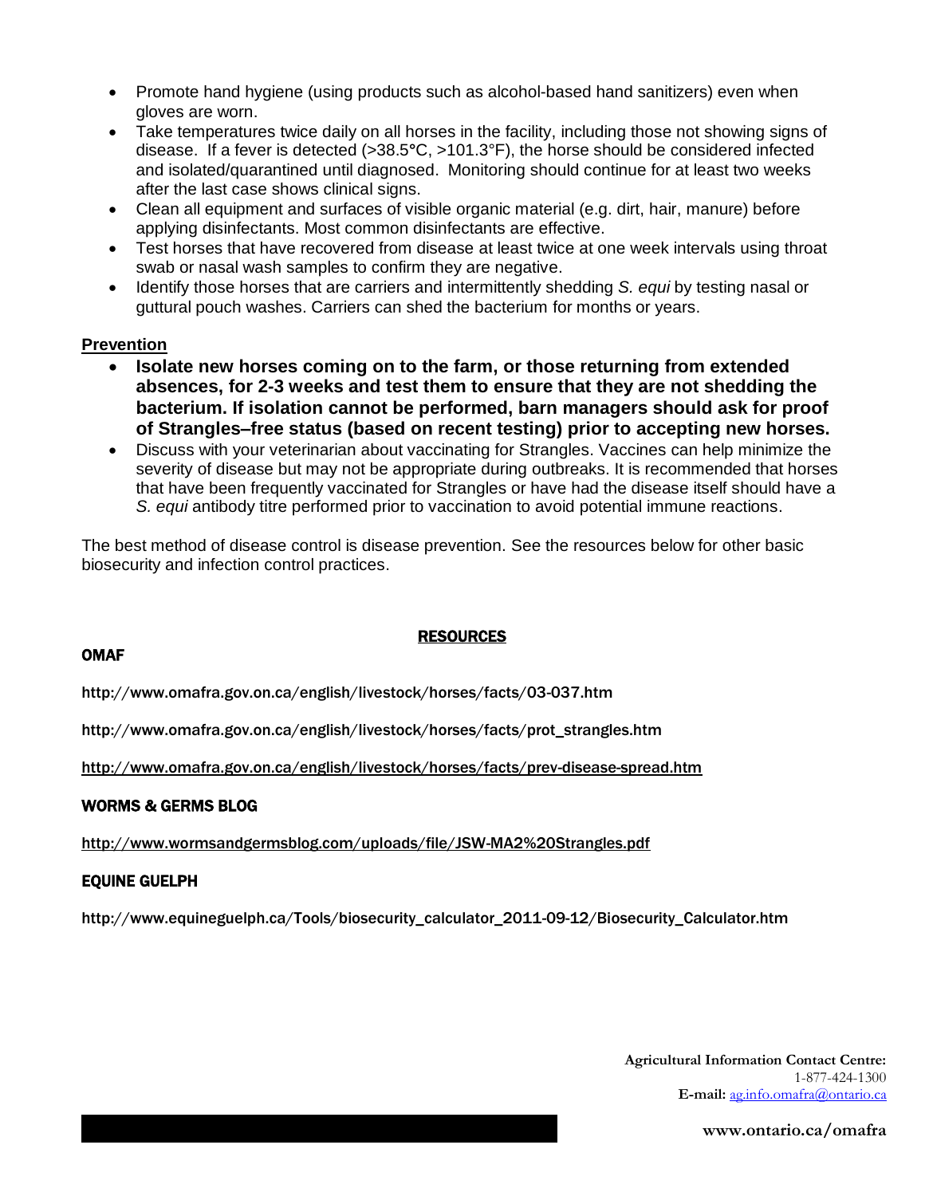- Promote hand hygiene (using products such as alcohol-based hand sanitizers) even when gloves are worn.
- Take temperatures twice daily on all horses in the facility, including those not showing signs of disease. If a fever is detected (>38.5°C, >101.3°F), the horse should be considered infected and isolated/quarantined until diagnosed. Monitoring should continue for at least two weeks after the last case shows clinical signs.
- Clean all equipment and surfaces of visible organic material (e.g. dirt, hair, manure) before applying disinfectants. Most common disinfectants are effective.
- Test horses that have recovered from disease at least twice at one week intervals using throat swab or nasal wash samples to confirm they are negative.
- Identify those horses that are carriers and intermittently shedding *S. equi* by testing nasal or guttural pouch washes. Carriers can shed the bacterium for months or years.

## Prevention

- **Isolate new horses coming on to the farm, or those returning from extended absences, for 2-3 weeks and test them to ensure that they are not shedding the bacterium. If isolation cannot be performed, barn managers should ask for proof of Strangles–free status (based on recent testing) prior to accepting new horses.**
- Discuss with your veterinarian about vaccinating for Strangles. Vaccines can help minimize the severity of disease but may not be appropriate during outbreaks. It is recommended that horses that have been frequently vaccinated for Strangles or have had the disease itself should have a *S. equi* antibody titre performed prior to vaccination to avoid potential immune reactions.

The best method of disease control is disease prevention. See the resources below for other basic biosecurity and infection control practices.

## RESOURCES

**OMAF**

http://www.omafra.gov.on.ca/english/livestock/horses/facts/03-037.htm

http://www.omafra.gov.on.ca/english/livestock/horses/facts/prot_strangles.htm

http://www.omafra.gov.on.ca/english/livestock/horses/facts/prev-disease-spread.htm

**WORMS & GERMS BLOG**

http://www.wormsandgermsblog.com/uploads/file/JSW-MA2%20Strangles.pdf

**EQUINE GUELPH**

http://www.equineguelph.ca/Tools/biosecurity_calculator_2011-09-12/Biosecurity_Calculator.htm

**Agricultural Information Contact Centre:**
1-877-424-1300
**E-mail:** ag.info.omafra@ontario.ca

**www.ontario.ca/omafra**